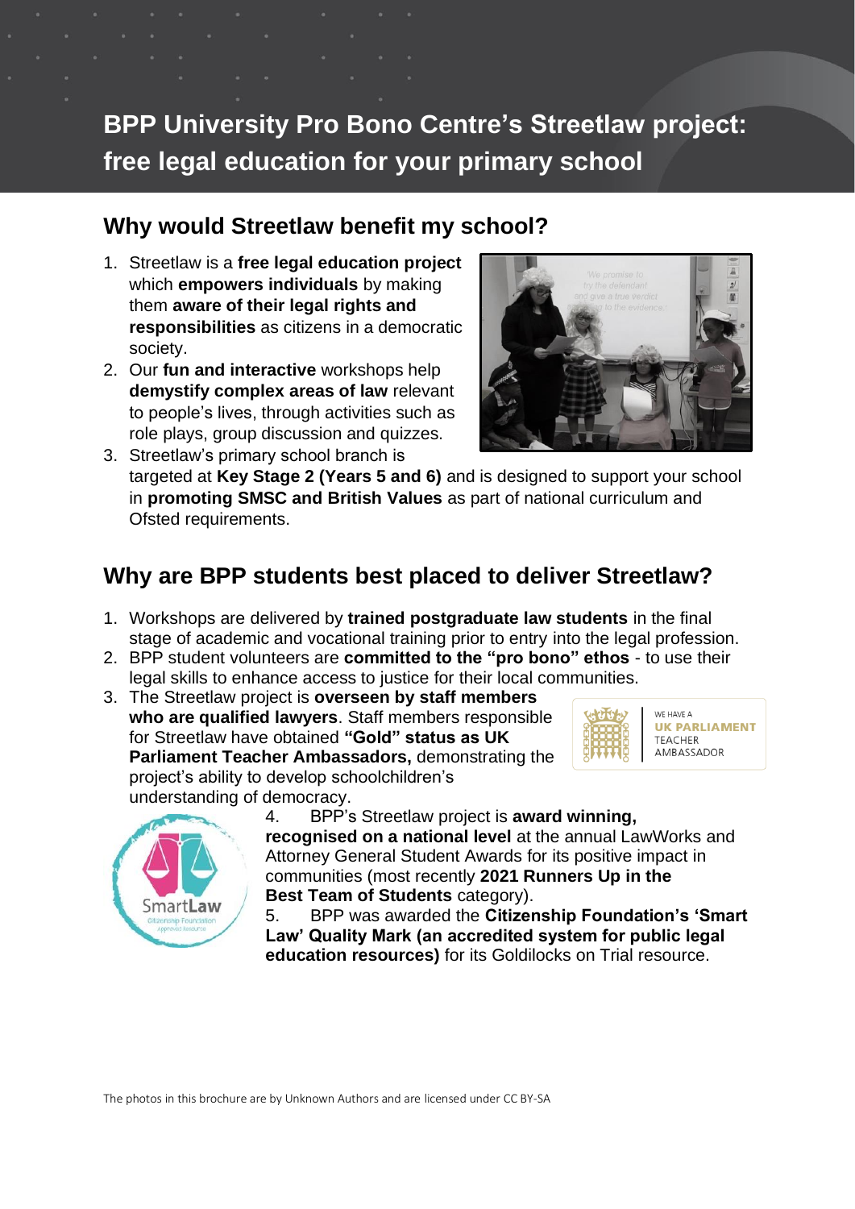# BPP University Pro Bono Centre's Streetlaw project: free legal education for your primary school

## Why would Streetlaw benefit my school?

1. Streetlaw is a **free legal education project** which **empowers individuals** by making them **aware of their legal rights and responsibilities** as citizens in a democratic society.
2. Our **fun and interactive** workshops help **demystify complex areas of law** relevant to people's lives, through activities such as role plays, group discussion and quizzes.
3. Streetlaw's primary school branch is targeted at **Key Stage 2 (Years 5 and 6)** and is designed to support your school in **promoting SMSC and British Values** as part of national curriculum and Ofsted requirements.

## Why are BPP students best placed to deliver Streetlaw?

1. Workshops are delivered by **trained postgraduate law students** in the final stage of academic and vocational training prior to entry into the legal profession.
2. BPP student volunteers are **committed to the "pro bono" ethos** - to use their legal skills to enhance access to justice for their local communities.
3. The Streetlaw project is **overseen by staff members who are qualified lawyers**. Staff members responsible for Streetlaw have obtained **"Gold" status as UK Parliament Teacher Ambassadors,** demonstrating the project's ability to develop schoolchildren's understanding of democracy.
4. BPP's Streetlaw project is **award winning, recognised on a national level** at the annual LawWorks and Attorney General Student Awards for its positive impact in communities (most recently **2021 Runners Up in the Best Team of Students** category).
5. BPP was awarded the **Citizenship Foundation's 'Smart Law' Quality Mark (an accredited system for public legal education resources)** for its Goldilocks on Trial resource.

The photos in this brochure are by Unknown Authors and are licensed under CC BY-SA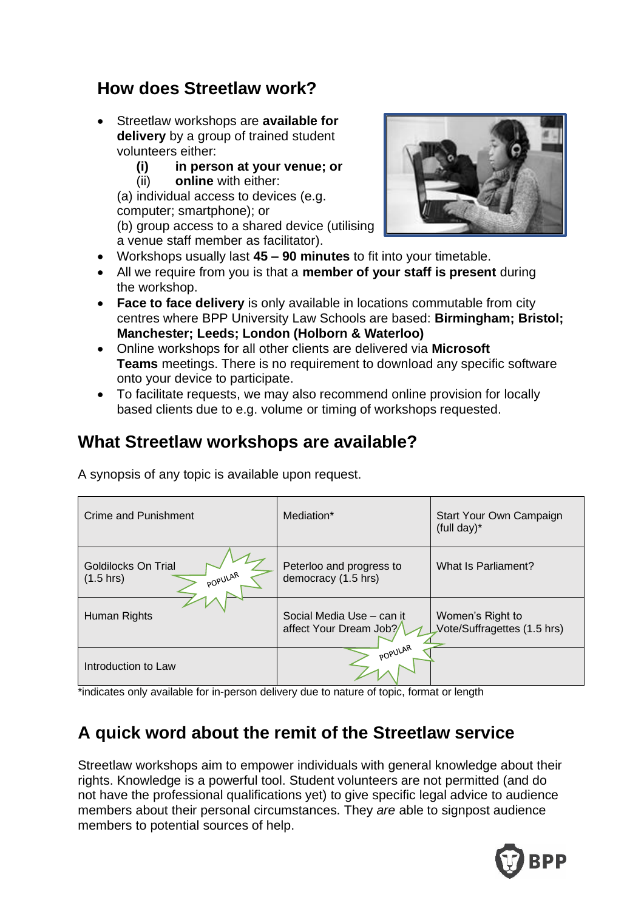## How does Streetlaw work?

- Streetlaw workshops are **available for delivery** by a group of trained student volunteers either:
    **(i) in person at your venue; or**
    (ii) **online** with either:
    (a) individual access to devices (e.g. computer; smartphone); or
    (b) group access to a shared device (utilising a venue staff member as facilitator).
- Workshops usually last **45 – 90 minutes** to fit into your timetable.
- All we require from you is that a **member of your staff is present** during the workshop.
- **Face to face delivery** is only available in locations commutable from city centres where BPP University Law Schools are based: **Birmingham; Bristol; Manchester; Leeds; London (Holborn & Waterloo)**
- Online workshops for all other clients are delivered via **Microsoft Teams** meetings. There is no requirement to download any specific software onto your device to participate.
- To facilitate requests, we may also recommend online provision for locally based clients due to e.g. volume or timing of workshops requested.

## What Streetlaw workshops are available?

A synopsis of any topic is available upon request.

| | | |
|---|---|---|
| Crime and Punishment | Mediation* | Start Your Own Campaign (full day)* |
| Goldilocks On Trial (1.5 hrs) POPULAR | Peterloo and progress to democracy (1.5 hrs) | What Is Parliament? |
| Human Rights | Social Media Use – can it affect Your Dream Job? POPULAR | Women's Right to Vote/Suffragettes (1.5 hrs) |
| Introduction to Law | | |

*indicates only available for in-person delivery due to nature of topic, format or length

## A quick word about the remit of the Streetlaw service

Streetlaw workshops aim to empower individuals with general knowledge about their rights. Knowledge is a powerful tool. Student volunteers are not permitted (and do not have the professional qualifications yet) to give specific legal advice to audience members about their personal circumstances. They *are* able to signpost audience members to potential sources of help.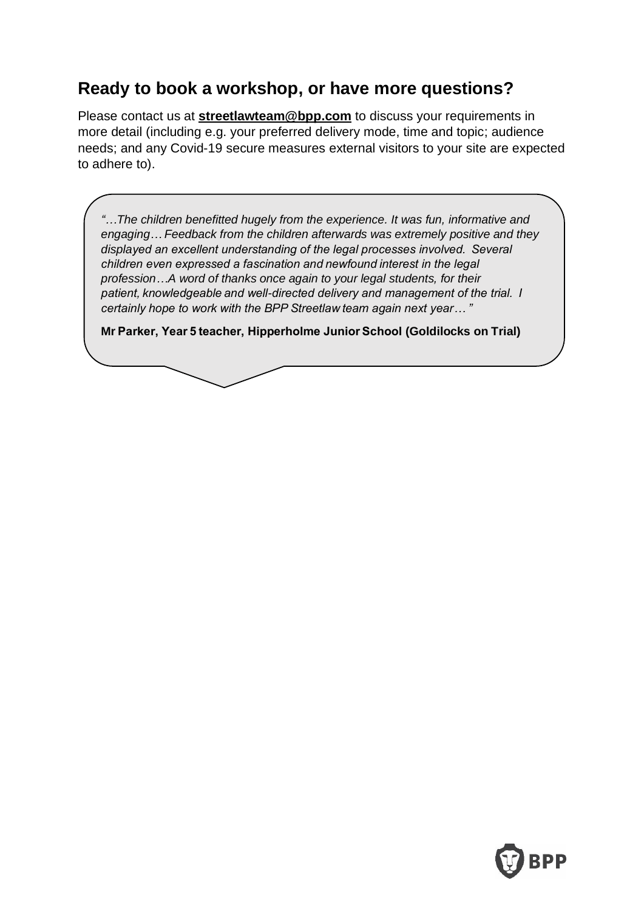## Ready to book a workshop, or have more questions?

Please contact us at **streetlawteam@bpp.com** to discuss your requirements in more detail (including e.g. your preferred delivery mode, time and topic; audience needs; and any Covid-19 secure measures external visitors to your site are expected to adhere to).

*"…The children benefitted hugely from the experience. It was fun, informative and engaging… Feedback from the children afterwards was extremely positive and they displayed an excellent understanding of the legal processes involved. Several children even expressed a fascination and newfound interest in the legal profession…A word of thanks once again to your legal students, for their patient, knowledgeable and well-directed delivery and management of the trial. I certainly hope to work with the BPP Streetlaw team again next year…"*

**Mr Parker, Year 5 teacher, Hipperholme Junior School (Goldilocks on Trial)**